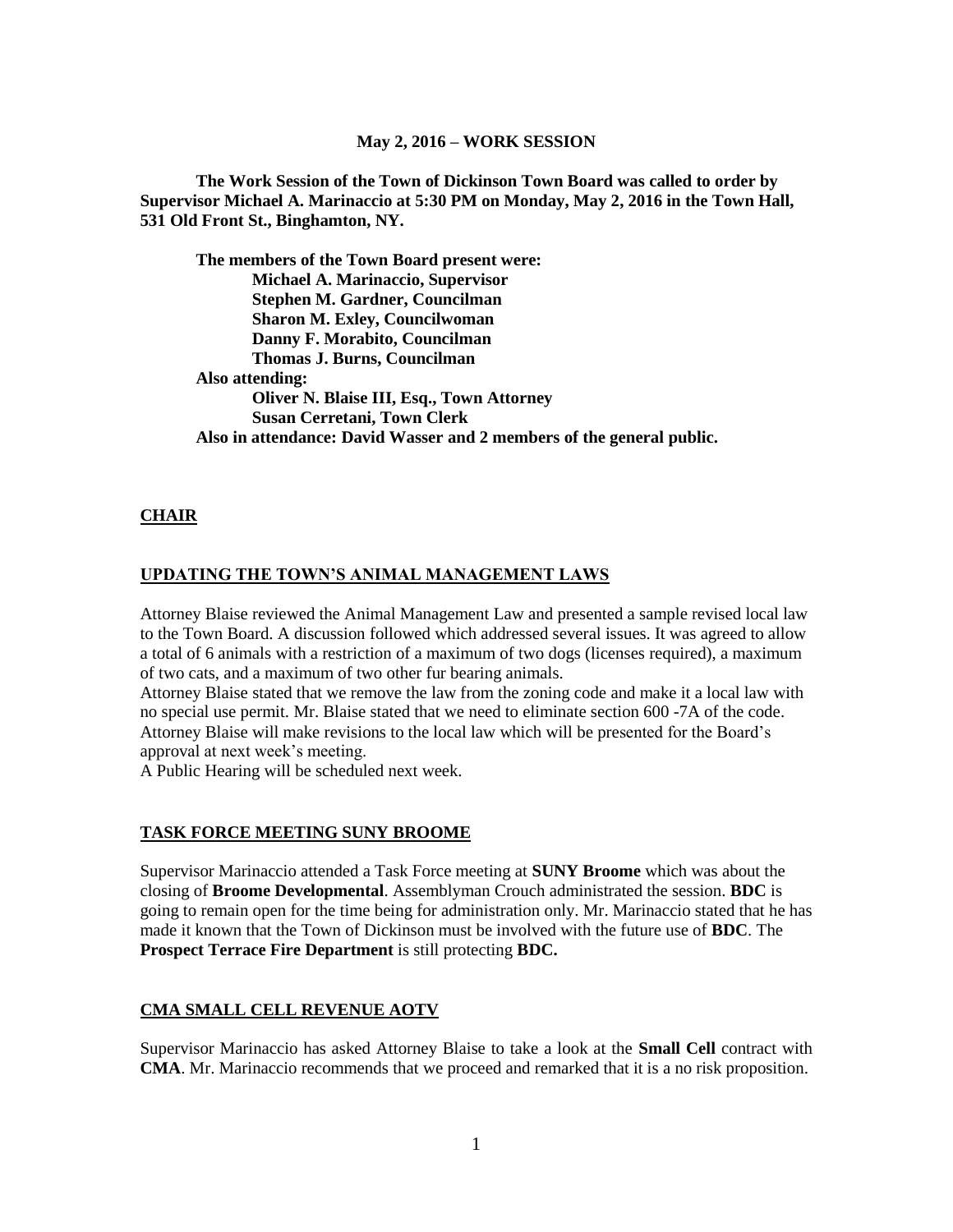**May 2, 2016 – WORK SESSION**

**The Work Session of the Town of Dickinson Town Board was called to order by Supervisor Michael A. Marinaccio at 5:30 PM on Monday, May 2, 2016 in the Town Hall, 531 Old Front St., Binghamton, NY.**

**The members of the Town Board present were:**
**Michael A. Marinaccio, Supervisor**
**Stephen M. Gardner, Councilman**
**Sharon M. Exley, Councilwoman**
**Danny F. Morabito, Councilman**
**Thomas J. Burns, Councilman**
**Also attending:**
**Oliver N. Blaise III, Esq., Town Attorney**
**Susan Cerretani, Town Clerk**
**Also in attendance: David Wasser and 2 members of the general public.**

## CHAIR

## UPDATING THE TOWN'S ANIMAL MANAGEMENT LAWS

Attorney Blaise reviewed the Animal Management Law and presented a sample revised local law to the Town Board. A discussion followed which addressed several issues. It was agreed to allow a total of 6 animals with a restriction of a maximum of two dogs (licenses required), a maximum of two cats, and a maximum of two other fur bearing animals.
Attorney Blaise stated that we remove the law from the zoning code and make it a local law with no special use permit. Mr. Blaise stated that we need to eliminate section 600 -7A of the code. Attorney Blaise will make revisions to the local law which will be presented for the Board's approval at next week's meeting.
A Public Hearing will be scheduled next week.

## TASK FORCE MEETING SUNY BROOME

Supervisor Marinaccio attended a Task Force meeting at **SUNY Broome** which was about the closing of **Broome Developmental**. Assemblyman Crouch administrated the session. **BDC** is going to remain open for the time being for administration only. Mr. Marinaccio stated that he has made it known that the Town of Dickinson must be involved with the future use of **BDC**. The **Prospect Terrace Fire Department** is still protecting **BDC.**

## CMA SMALL CELL REVENUE AOTV

Supervisor Marinaccio has asked Attorney Blaise to take a look at the **Small Cell** contract with **CMA**. Mr. Marinaccio recommends that we proceed and remarked that it is a no risk proposition.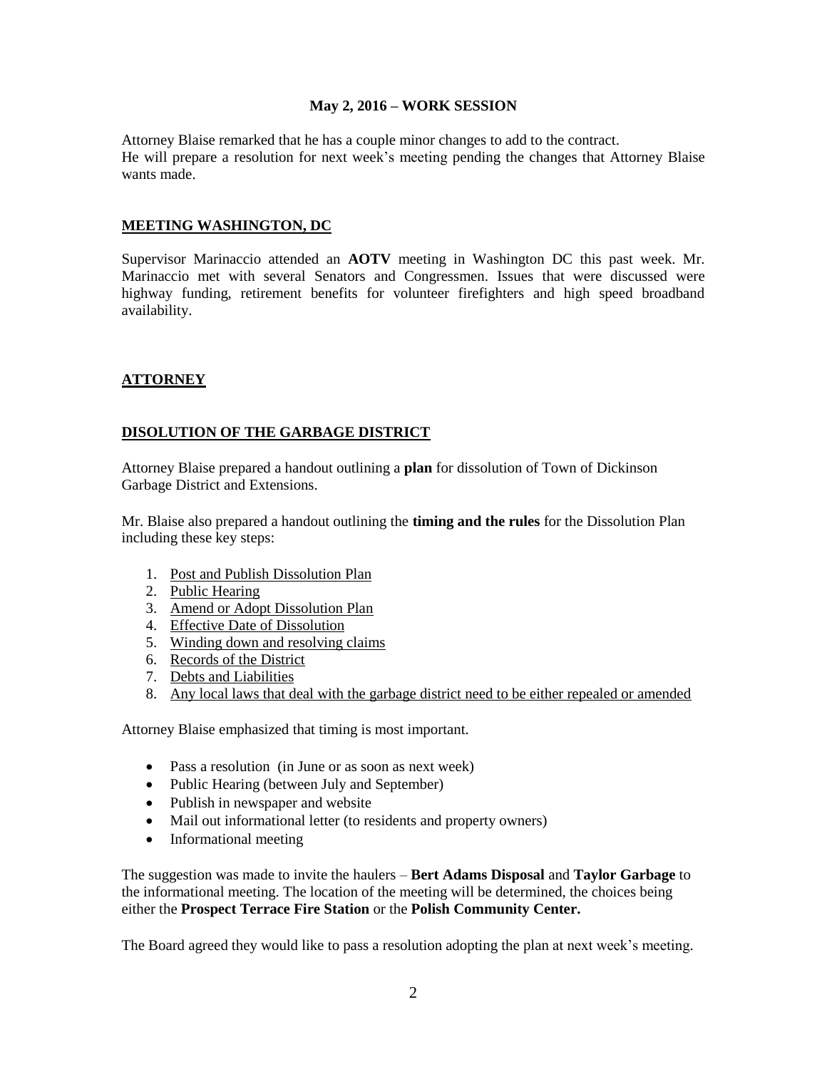## May 2, 2016 – WORK SESSION

Attorney Blaise remarked that he has a couple minor changes to add to the contract.
He will prepare a resolution for next week's meeting pending the changes that Attorney Blaise wants made.

## MEETING WASHINGTON, DC

Supervisor Marinaccio attended an **AOTV** meeting in Washington DC this past week. Mr. Marinaccio met with several Senators and Congressmen. Issues that were discussed were highway funding, retirement benefits for volunteer firefighters and high speed broadband availability.

## ATTORNEY

## DISOLUTION OF THE GARBAGE DISTRICT

Attorney Blaise prepared a handout outlining a **plan** for dissolution of Town of Dickinson Garbage District and Extensions.

Mr. Blaise also prepared a handout outlining the **timing and the rules** for the Dissolution Plan including these key steps:

1. Post and Publish Dissolution Plan
2. Public Hearing
3. Amend or Adopt Dissolution Plan
4. Effective Date of Dissolution
5. Winding down and resolving claims
6. Records of the District
7. Debts and Liabilities
8. Any local laws that deal with the garbage district need to be either repealed or amended

Attorney Blaise emphasized that timing is most important.

- Pass a resolution (in June or as soon as next week)
- Public Hearing (between July and September)
- Publish in newspaper and website
- Mail out informational letter (to residents and property owners)
- Informational meeting

The suggestion was made to invite the haulers – **Bert Adams Disposal** and **Taylor Garbage** to the informational meeting. The location of the meeting will be determined, the choices being either the **Prospect Terrace Fire Station** or the **Polish Community Center.**

The Board agreed they would like to pass a resolution adopting the plan at next week's meeting.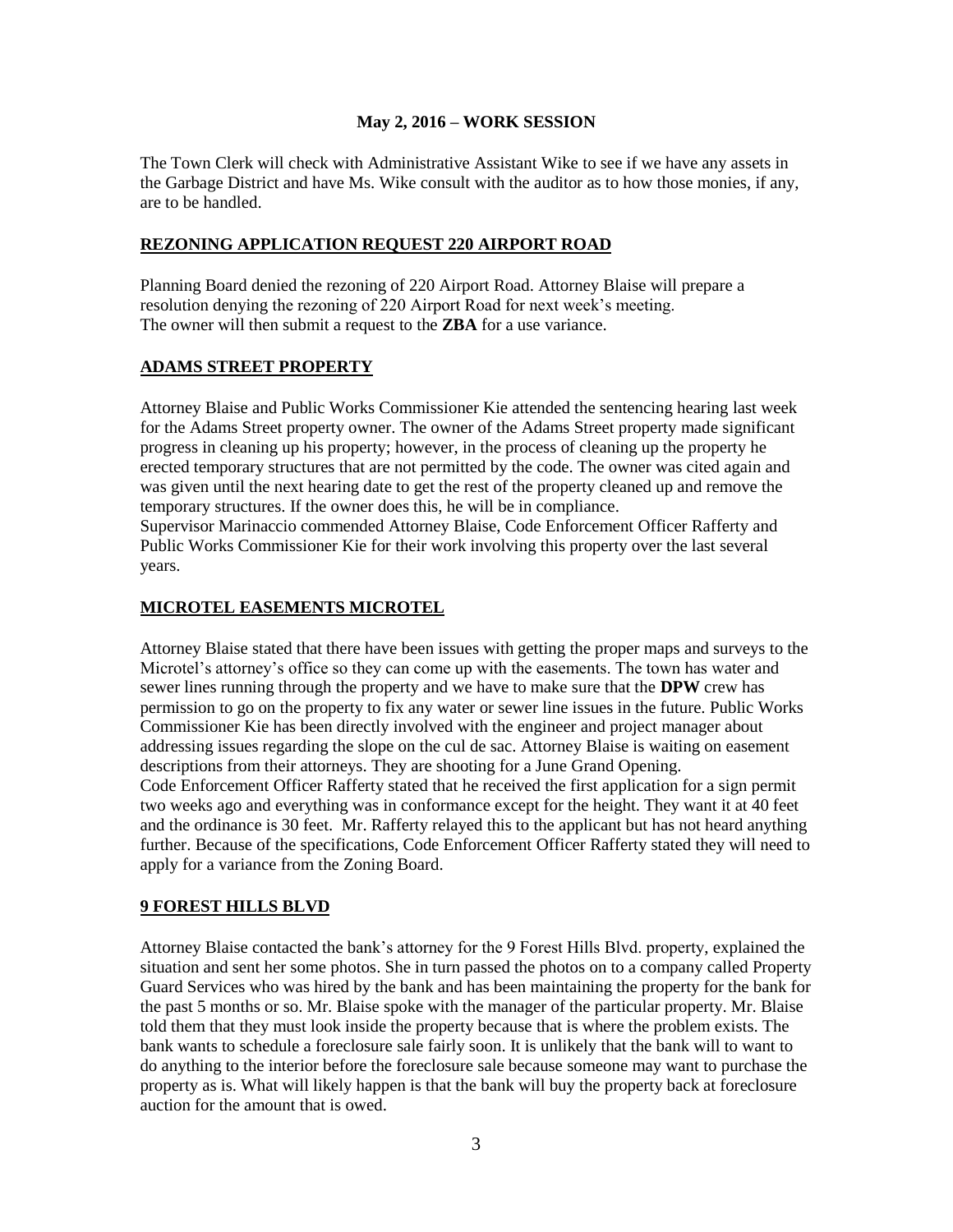**May 2, 2016 – WORK SESSION**

The Town Clerk will check with Administrative Assistant Wike to see if we have any assets in the Garbage District and have Ms. Wike consult with the auditor as to how those monies, if any, are to be handled.

## REZONING APPLICATION REQUEST 220 AIRPORT ROAD

Planning Board denied the rezoning of 220 Airport Road. Attorney Blaise will prepare a resolution denying the rezoning of 220 Airport Road for next week's meeting.
The owner will then submit a request to the **ZBA** for a use variance.

## ADAMS STREET PROPERTY

Attorney Blaise and Public Works Commissioner Kie attended the sentencing hearing last week for the Adams Street property owner. The owner of the Adams Street property made significant progress in cleaning up his property; however, in the process of cleaning up the property he erected temporary structures that are not permitted by the code. The owner was cited again and was given until the next hearing date to get the rest of the property cleaned up and remove the temporary structures. If the owner does this, he will be in compliance.
Supervisor Marinaccio commended Attorney Blaise, Code Enforcement Officer Rafferty and Public Works Commissioner Kie for their work involving this property over the last several years.

## MICROTEL EASEMENTS MICROTEL

Attorney Blaise stated that there have been issues with getting the proper maps and surveys to the Microtel's attorney's office so they can come up with the easements. The town has water and sewer lines running through the property and we have to make sure that the **DPW** crew has permission to go on the property to fix any water or sewer line issues in the future. Public Works Commissioner Kie has been directly involved with the engineer and project manager about addressing issues regarding the slope on the cul de sac. Attorney Blaise is waiting on easement descriptions from their attorneys. They are shooting for a June Grand Opening.
Code Enforcement Officer Rafferty stated that he received the first application for a sign permit two weeks ago and everything was in conformance except for the height. They want it at 40 feet and the ordinance is 30 feet. Mr. Rafferty relayed this to the applicant but has not heard anything further. Because of the specifications, Code Enforcement Officer Rafferty stated they will need to apply for a variance from the Zoning Board.

## 9 FOREST HILLS BLVD

Attorney Blaise contacted the bank's attorney for the 9 Forest Hills Blvd. property, explained the situation and sent her some photos. She in turn passed the photos on to a company called Property Guard Services who was hired by the bank and has been maintaining the property for the bank for the past 5 months or so. Mr. Blaise spoke with the manager of the particular property. Mr. Blaise told them that they must look inside the property because that is where the problem exists. The bank wants to schedule a foreclosure sale fairly soon. It is unlikely that the bank will to want to do anything to the interior before the foreclosure sale because someone may want to purchase the property as is. What will likely happen is that the bank will buy the property back at foreclosure auction for the amount that is owed.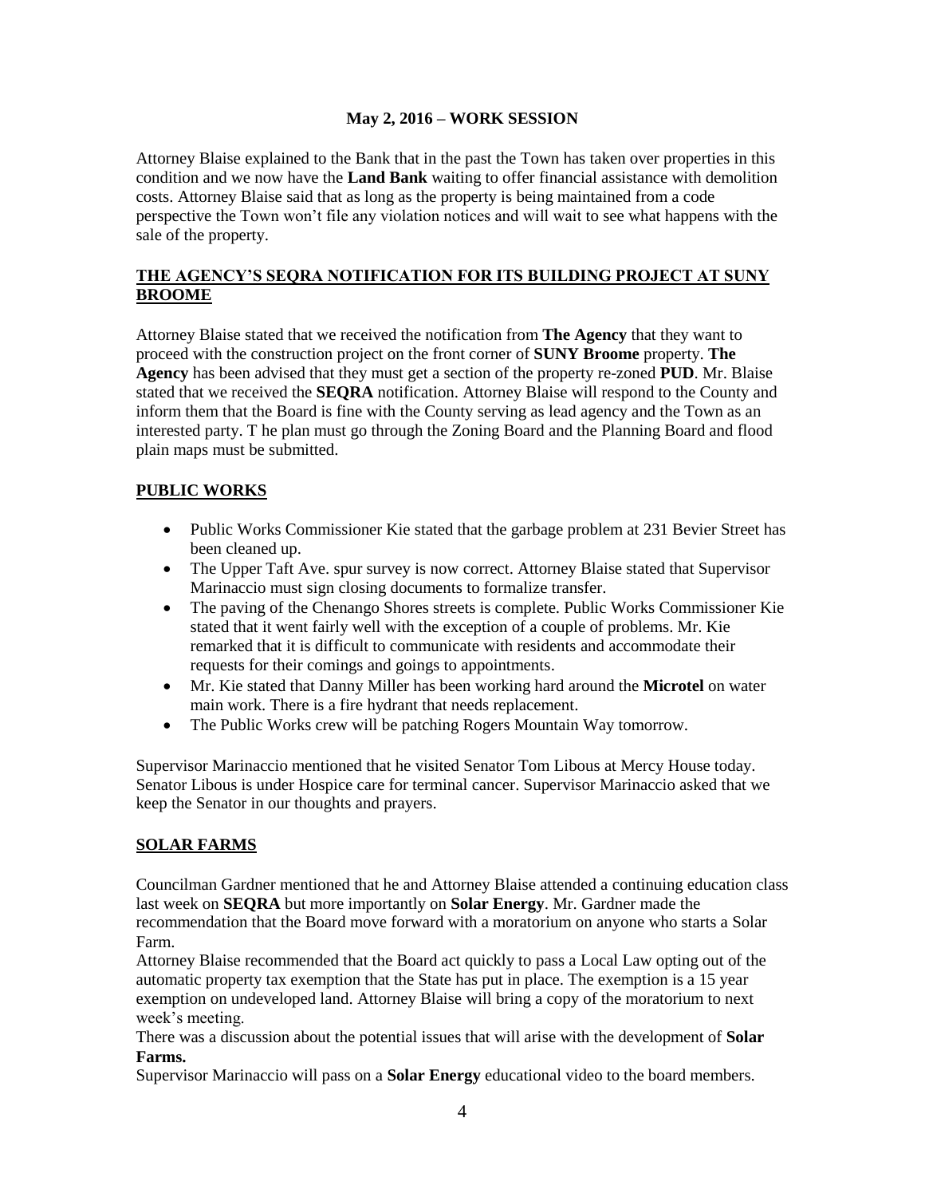**May 2, 2016 – WORK SESSION**

Attorney Blaise explained to the Bank that in the past the Town has taken over properties in this condition and we now have the **Land Bank** waiting to offer financial assistance with demolition costs. Attorney Blaise said that as long as the property is being maintained from a code perspective the Town won't file any violation notices and will wait to see what happens with the sale of the property.

## THE AGENCY'S SEQRA NOTIFICATION FOR ITS BUILDING PROJECT AT SUNY BROOME

Attorney Blaise stated that we received the notification from **The Agency** that they want to proceed with the construction project on the front corner of **SUNY Broome** property. **The Agency** has been advised that they must get a section of the property re-zoned **PUD**. Mr. Blaise stated that we received the **SEQRA** notification. Attorney Blaise will respond to the County and inform them that the Board is fine with the County serving as lead agency and the Town as an interested party. T he plan must go through the Zoning Board and the Planning Board and flood plain maps must be submitted.

## PUBLIC WORKS

- Public Works Commissioner Kie stated that the garbage problem at 231 Bevier Street has been cleaned up.
- The Upper Taft Ave. spur survey is now correct. Attorney Blaise stated that Supervisor Marinaccio must sign closing documents to formalize transfer.
- The paving of the Chenango Shores streets is complete. Public Works Commissioner Kie stated that it went fairly well with the exception of a couple of problems. Mr. Kie remarked that it is difficult to communicate with residents and accommodate their requests for their comings and goings to appointments.
- Mr. Kie stated that Danny Miller has been working hard around the **Microtel** on water main work. There is a fire hydrant that needs replacement.
- The Public Works crew will be patching Rogers Mountain Way tomorrow.

Supervisor Marinaccio mentioned that he visited Senator Tom Libous at Mercy House today. Senator Libous is under Hospice care for terminal cancer. Supervisor Marinaccio asked that we keep the Senator in our thoughts and prayers.

## SOLAR FARMS

Councilman Gardner mentioned that he and Attorney Blaise attended a continuing education class last week on **SEQRA** but more importantly on **Solar Energy**. Mr. Gardner made the recommendation that the Board move forward with a moratorium on anyone who starts a Solar Farm.

Attorney Blaise recommended that the Board act quickly to pass a Local Law opting out of the automatic property tax exemption that the State has put in place. The exemption is a 15 year exemption on undeveloped land. Attorney Blaise will bring a copy of the moratorium to next week's meeting.

There was a discussion about the potential issues that will arise with the development of **Solar Farms.**

Supervisor Marinaccio will pass on a **Solar Energy** educational video to the board members.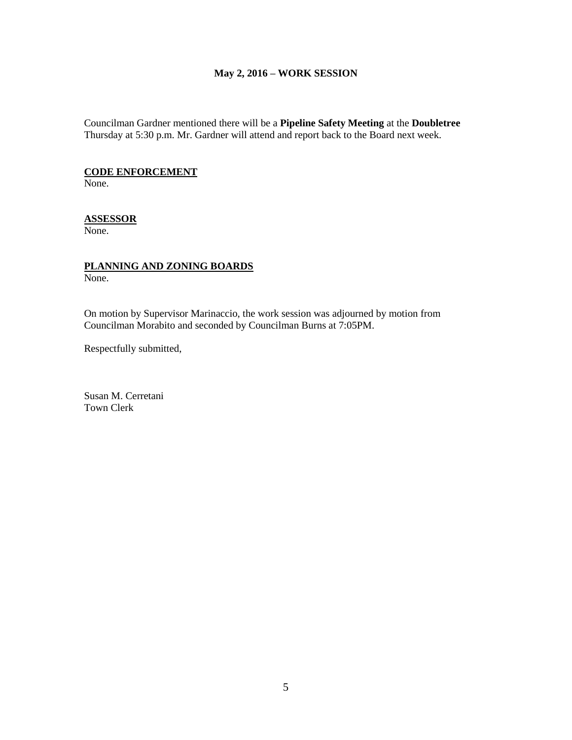**May 2, 2016 – WORK SESSION**

Councilman Gardner mentioned there will be a **Pipeline Safety Meeting** at the **Doubletree** Thursday at 5:30 p.m. Mr. Gardner will attend and report back to the Board next week.

**CODE ENFORCEMENT**

None.

**ASSESSOR**

None.

**PLANNING AND ZONING BOARDS**

None.

On motion by Supervisor Marinaccio, the work session was adjourned by motion from Councilman Morabito and seconded by Councilman Burns at 7:05PM.

Respectfully submitted,

Susan M. Cerretani
Town Clerk